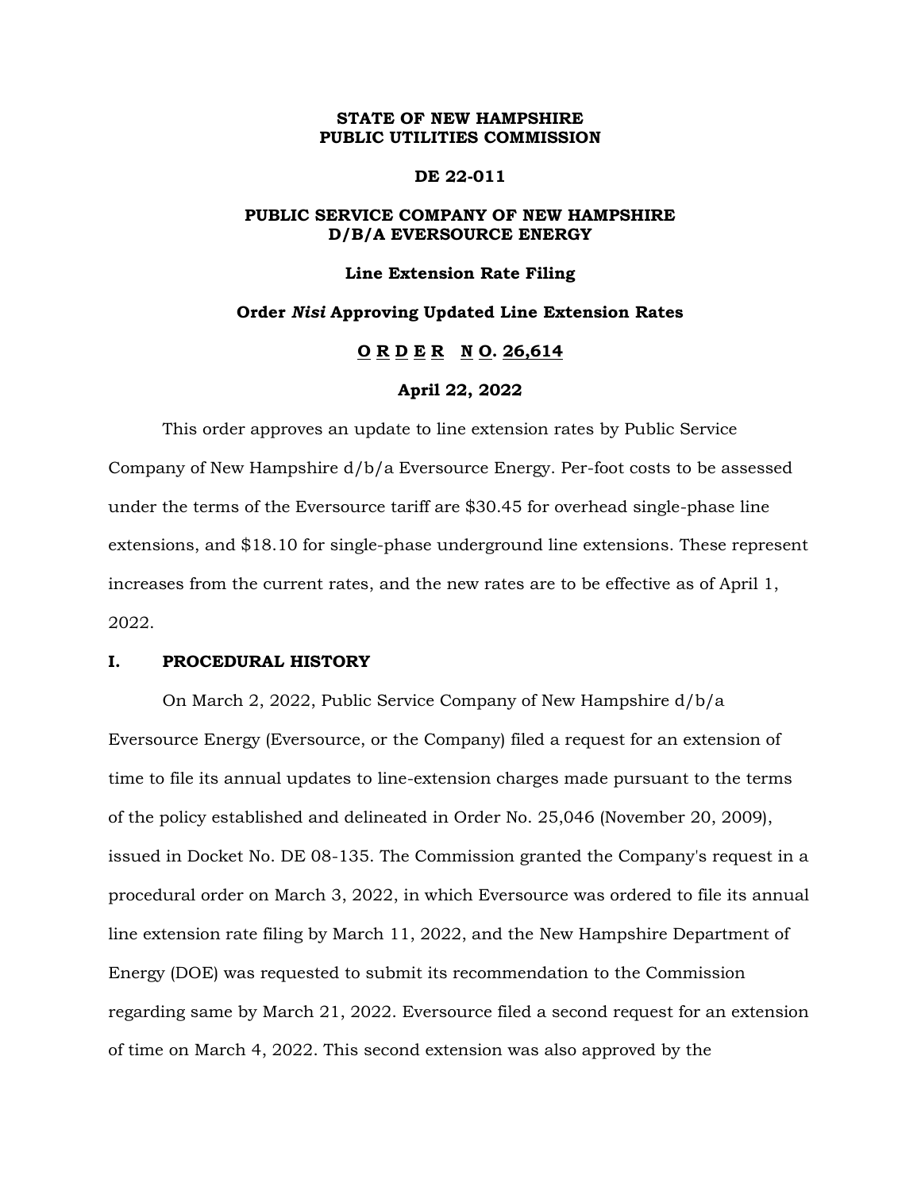**STATE OF NEW HAMPSHIRE**
**PUBLIC UTILITIES COMMISSION**

**DE 22-011**

**PUBLIC SERVICE COMPANY OF NEW HAMPSHIRE D/B/A EVERSOURCE ENERGY**

**Line Extension Rate Filing**

**Order *Nisi* Approving Updated Line Extension Rates**

**O R D E R N O. 26,614**

**April 22, 2022**

This order approves an update to line extension rates by Public Service Company of New Hampshire d/b/a Eversource Energy. Per-foot costs to be assessed under the terms of the Eversource tariff are $30.45 for overhead single-phase line extensions, and $18.10 for single-phase underground line extensions. These represent increases from the current rates, and the new rates are to be effective as of April 1, 2022.

## I. PROCEDURAL HISTORY

On March 2, 2022, Public Service Company of New Hampshire d/b/a Eversource Energy (Eversource, or the Company) filed a request for an extension of time to file its annual updates to line-extension charges made pursuant to the terms of the policy established and delineated in Order No. 25,046 (November 20, 2009), issued in Docket No. DE 08-135. The Commission granted the Company's request in a procedural order on March 3, 2022, in which Eversource was ordered to file its annual line extension rate filing by March 11, 2022, and the New Hampshire Department of Energy (DOE) was requested to submit its recommendation to the Commission regarding same by March 21, 2022. Eversource filed a second request for an extension of time on March 4, 2022. This second extension was also approved by the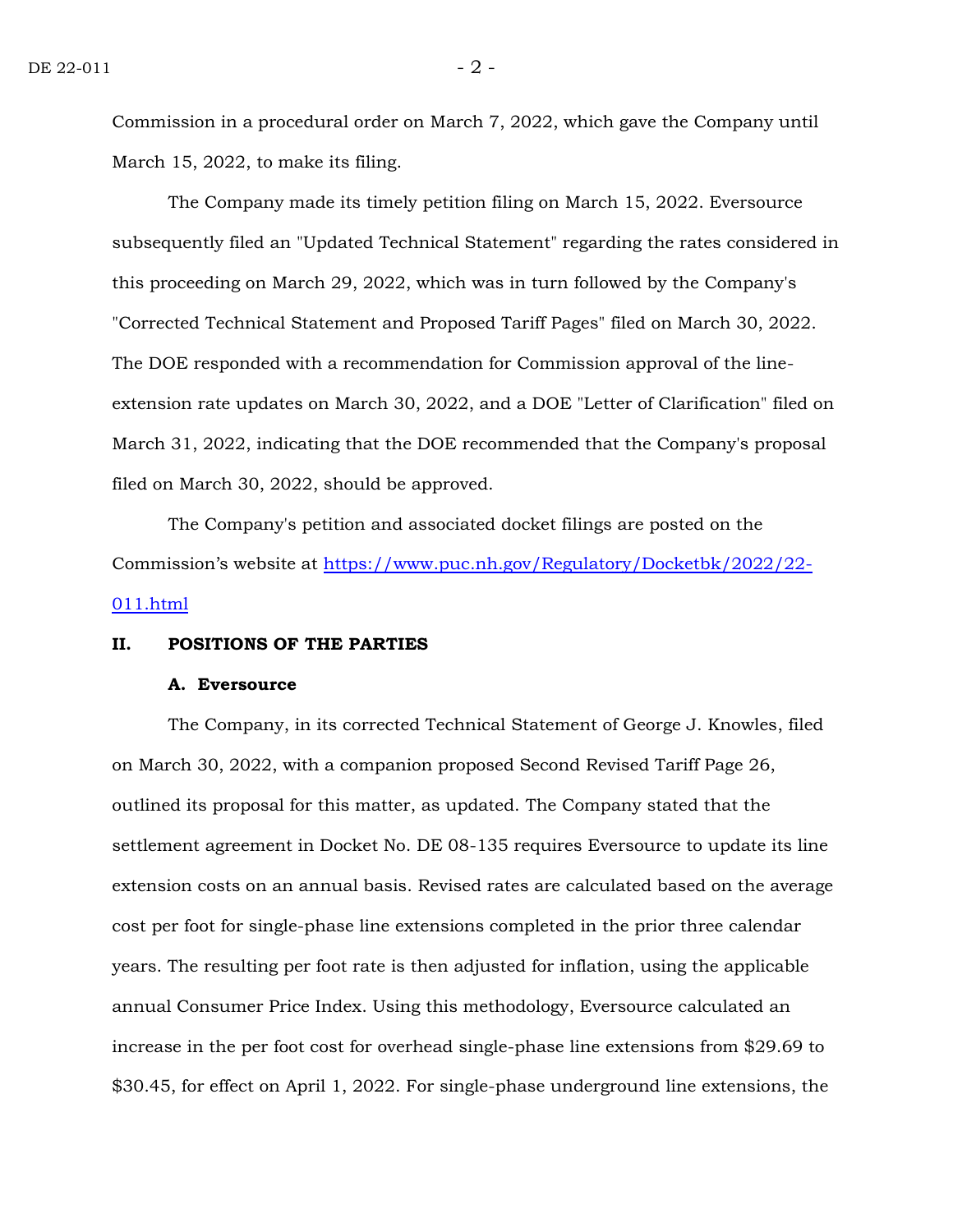Commission in a procedural order on March 7, 2022, which gave the Company until March 15, 2022, to make its filing.

The Company made its timely petition filing on March 15, 2022. Eversource subsequently filed an "Updated Technical Statement" regarding the rates considered in this proceeding on March 29, 2022, which was in turn followed by the Company's "Corrected Technical Statement and Proposed Tariff Pages" filed on March 30, 2022. The DOE responded with a recommendation for Commission approval of the line-extension rate updates on March 30, 2022, and a DOE "Letter of Clarification" filed on March 31, 2022, indicating that the DOE recommended that the Company's proposal filed on March 30, 2022, should be approved.

The Company's petition and associated docket filings are posted on the Commission's website at [https://www.puc.nh.gov/Regulatory/Docketbk/2022/22-011.html](https://www.puc.nh.gov/Regulatory/Docketbk/2022/22-011.html)

## II. POSITIONS OF THE PARTIES

### A. Eversource

The Company, in its corrected Technical Statement of George J. Knowles, filed on March 30, 2022, with a companion proposed Second Revised Tariff Page 26, outlined its proposal for this matter, as updated. The Company stated that the settlement agreement in Docket No. DE 08-135 requires Eversource to update its line extension costs on an annual basis. Revised rates are calculated based on the average cost per foot for single-phase line extensions completed in the prior three calendar years. The resulting per foot rate is then adjusted for inflation, using the applicable annual Consumer Price Index. Using this methodology, Eversource calculated an increase in the per foot cost for overhead single-phase line extensions from $29.69 to $30.45, for effect on April 1, 2022. For single-phase underground line extensions, the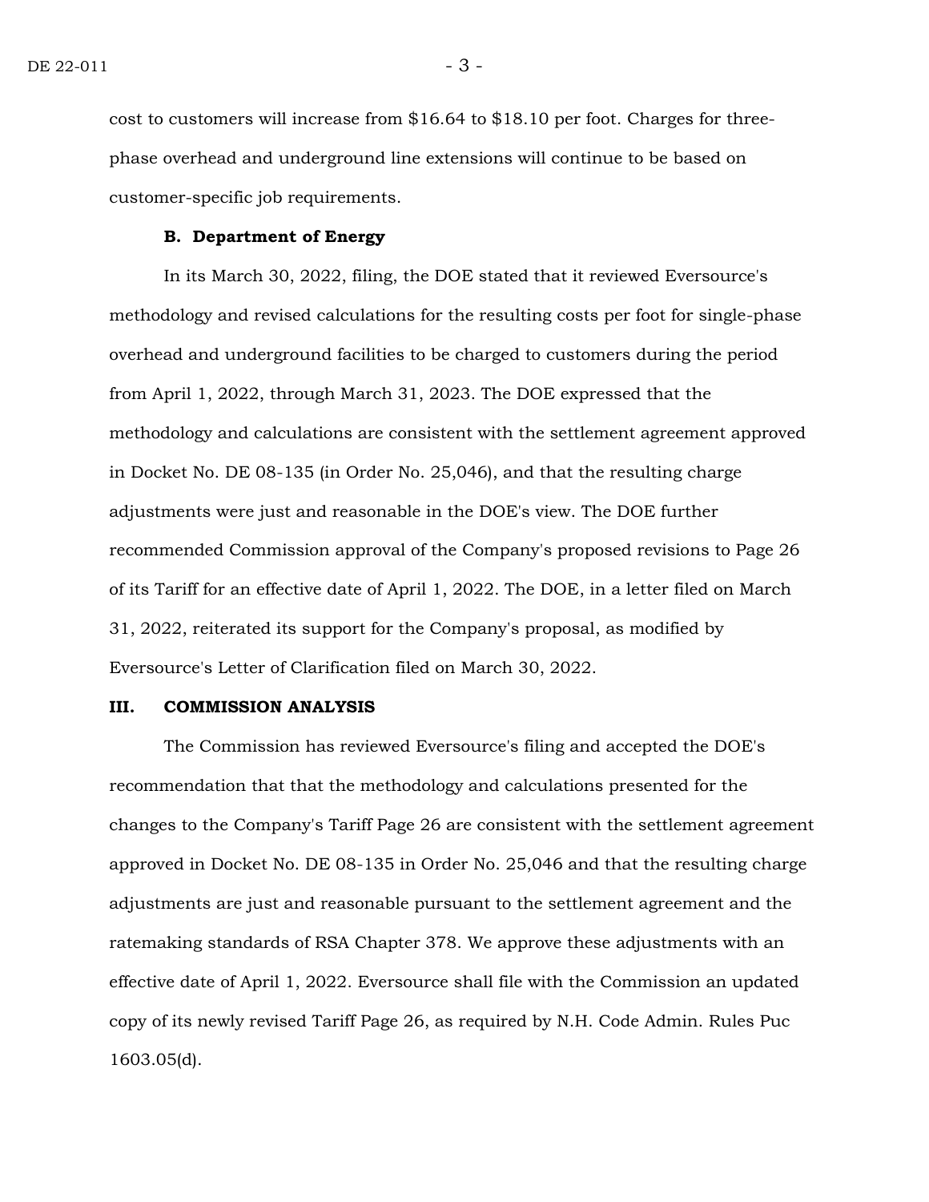cost to customers will increase from $16.64 to $18.10 per foot. Charges for three-phase overhead and underground line extensions will continue to be based on customer-specific job requirements.

**B. Department of Energy**

In its March 30, 2022, filing, the DOE stated that it reviewed Eversource's methodology and revised calculations for the resulting costs per foot for single-phase overhead and underground facilities to be charged to customers during the period from April 1, 2022, through March 31, 2023. The DOE expressed that the methodology and calculations are consistent with the settlement agreement approved in Docket No. DE 08-135 (in Order No. 25,046), and that the resulting charge adjustments were just and reasonable in the DOE's view. The DOE further recommended Commission approval of the Company's proposed revisions to Page 26 of its Tariff for an effective date of April 1, 2022. The DOE, in a letter filed on March 31, 2022, reiterated its support for the Company's proposal, as modified by Eversource's Letter of Clarification filed on March 30, 2022.

## III. COMMISSION ANALYSIS

The Commission has reviewed Eversource's filing and accepted the DOE's recommendation that that the methodology and calculations presented for the changes to the Company's Tariff Page 26 are consistent with the settlement agreement approved in Docket No. DE 08-135 in Order No. 25,046 and that the resulting charge adjustments are just and reasonable pursuant to the settlement agreement and the ratemaking standards of RSA Chapter 378. We approve these adjustments with an effective date of April 1, 2022. Eversource shall file with the Commission an updated copy of its newly revised Tariff Page 26, as required by N.H. Code Admin. Rules Puc 1603.05(d).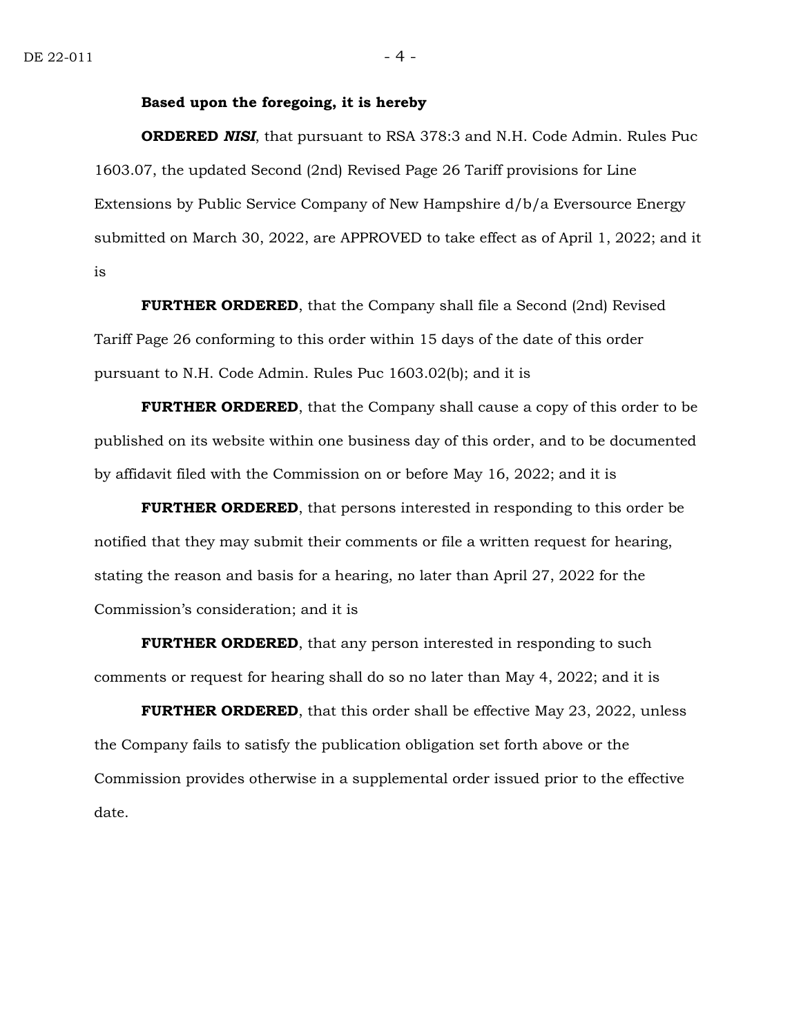**Based upon the foregoing, it is hereby**

**ORDERED *NISI***, that pursuant to RSA 378:3 and N.H. Code Admin. Rules Puc 1603.07, the updated Second (2nd) Revised Page 26 Tariff provisions for Line Extensions by Public Service Company of New Hampshire d/b/a Eversource Energy submitted on March 30, 2022, are APPROVED to take effect as of April 1, 2022; and it is

**FURTHER ORDERED**, that the Company shall file a Second (2nd) Revised Tariff Page 26 conforming to this order within 15 days of the date of this order pursuant to N.H. Code Admin. Rules Puc 1603.02(b); and it is

**FURTHER ORDERED**, that the Company shall cause a copy of this order to be published on its website within one business day of this order, and to be documented by affidavit filed with the Commission on or before May 16, 2022; and it is

**FURTHER ORDERED**, that persons interested in responding to this order be notified that they may submit their comments or file a written request for hearing, stating the reason and basis for a hearing, no later than April 27, 2022 for the Commission's consideration; and it is

**FURTHER ORDERED**, that any person interested in responding to such comments or request for hearing shall do so no later than May 4, 2022; and it is

**FURTHER ORDERED**, that this order shall be effective May 23, 2022, unless the Company fails to satisfy the publication obligation set forth above or the Commission provides otherwise in a supplemental order issued prior to the effective date.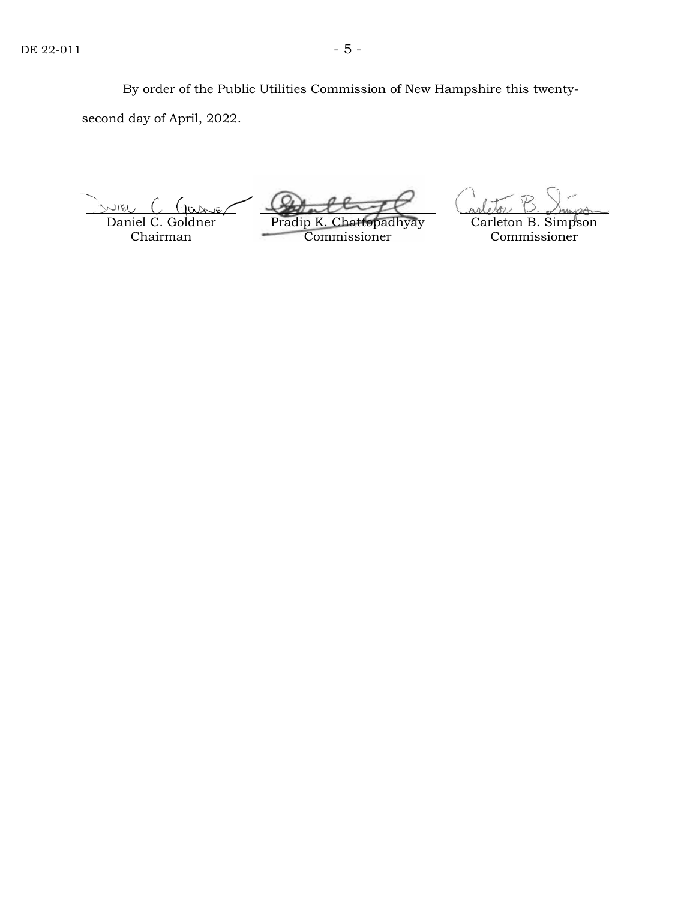By order of the Public Utilities Commission of New Hampshire this twenty-second day of April, 2022.

| | | |
|---|---|---|
| Daniel C. Goldner | Pradip K. Chattopadhyay | Carleton B. Simpson |
| Chairman | Commissioner | Commissioner |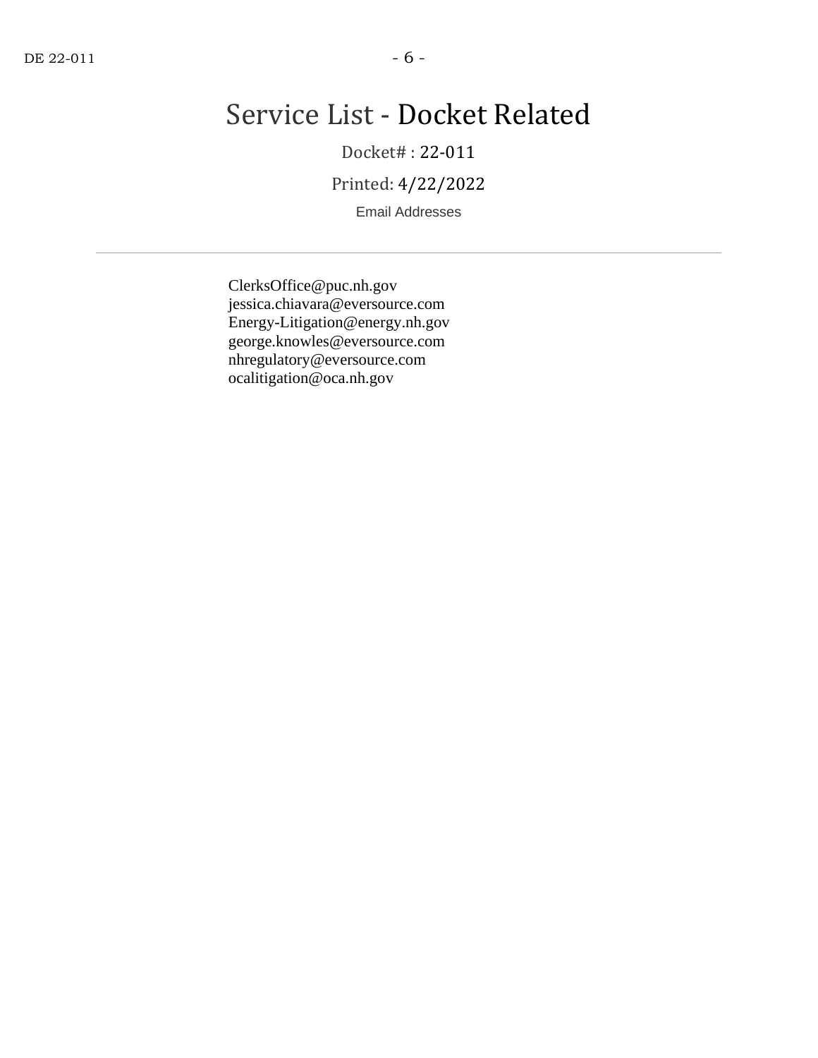# Service List - Docket Related

Docket# : 22-011

Printed: 4/22/2022

Email Addresses

---

ClerksOffice@puc.nh.gov
jessica.chiavara@eversource.com
Energy-Litigation@energy.nh.gov
george.knowles@eversource.com
nhregulatory@eversource.com
ocalitigation@oca.nh.gov